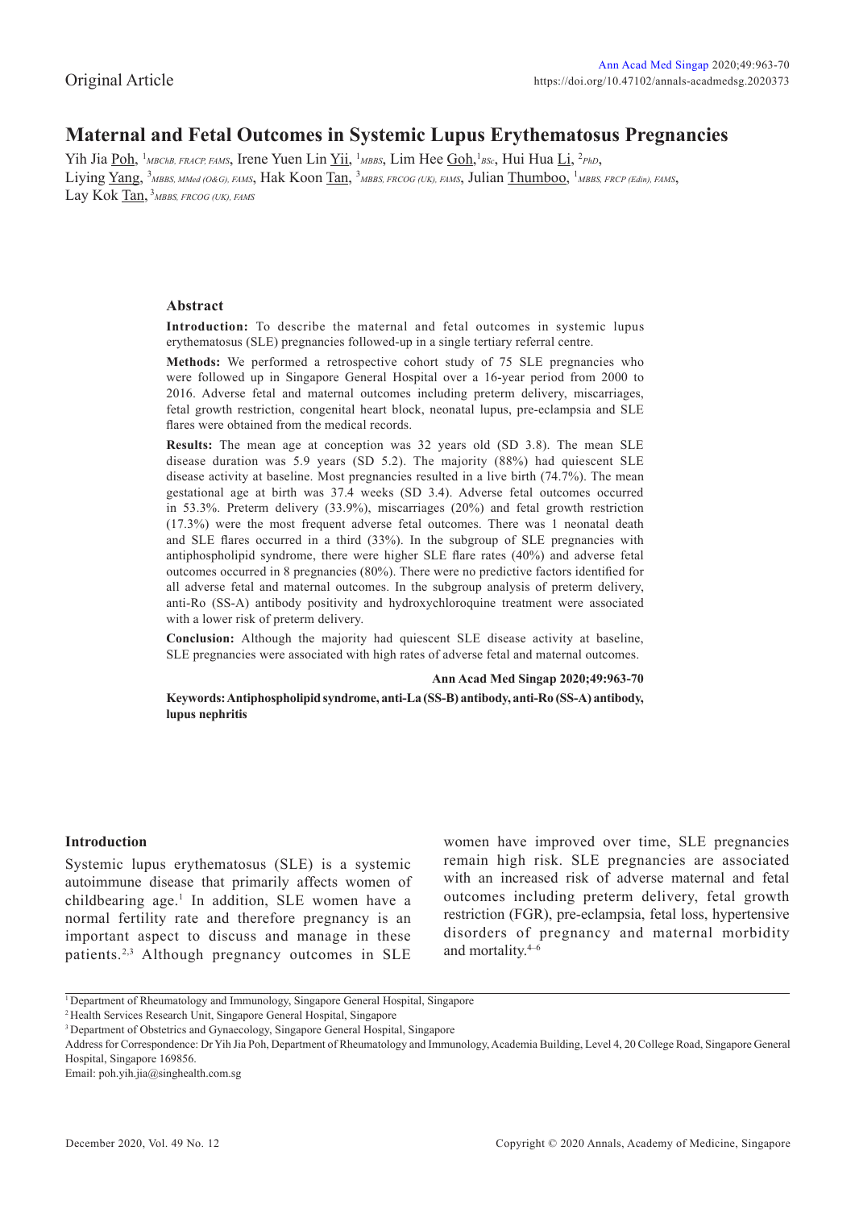Original Article

# Maternal and Fetal Outcomes in Systemic Lupus Erythematosus Pregnancies

Yih Jia Poh, [1]*MBChB, FRACP, FAMS*, Irene Yuen Lin Yii, [1]*MBBS*, Lim Hee Goh, [1]*BSc*, Hui Hua Li, [2]*PhD*, Liying Yang, [3]*MBBS, MMed (O&G), FAMS*, Hak Koon Tan, [3]*MBBS, FRCOG (UK), FAMS*, Julian Thumboo, [1]*MBBS, FRCP (Edin), FAMS*, Lay Kok Tan, [3]*MBBS, FRCOG (UK), FAMS*

### Abstract

**Introduction:** To describe the maternal and fetal outcomes in systemic lupus erythematosus (SLE) pregnancies followed-up in a single tertiary referral centre.

**Methods:** We performed a retrospective cohort study of 75 SLE pregnancies who were followed up in Singapore General Hospital over a 16-year period from 2000 to 2016. Adverse fetal and maternal outcomes including preterm delivery, miscarriages, fetal growth restriction, congenital heart block, neonatal lupus, pre-eclampsia and SLE flares were obtained from the medical records.

**Results:** The mean age at conception was 32 years old (SD 3.8). The mean SLE disease duration was 5.9 years (SD 5.2). The majority (88%) had quiescent SLE disease activity at baseline. Most pregnancies resulted in a live birth (74.7%). The mean gestational age at birth was 37.4 weeks (SD 3.4). Adverse fetal outcomes occurred in 53.3%. Preterm delivery (33.9%), miscarriages (20%) and fetal growth restriction (17.3%) were the most frequent adverse fetal outcomes. There was 1 neonatal death and SLE flares occurred in a third (33%). In the subgroup of SLE pregnancies with antiphospholipid syndrome, there were higher SLE flare rates (40%) and adverse fetal outcomes occurred in 8 pregnancies (80%). There were no predictive factors identified for all adverse fetal and maternal outcomes. In the subgroup analysis of preterm delivery, anti-Ro (SS-A) antibody positivity and hydroxychloroquine treatment were associated with a lower risk of preterm delivery.

**Conclusion:** Although the majority had quiescent SLE disease activity at baseline, SLE pregnancies were associated with high rates of adverse fetal and maternal outcomes.

**Ann Acad Med Singap 2020;49:963-70**

**Keywords: Antiphospholipid syndrome, anti-La (SS-B) antibody, anti-Ro (SS-A) antibody, lupus nephritis**

## Introduction

Systemic lupus erythematosus (SLE) is a systemic autoimmune disease that primarily affects women of childbearing age.[1] In addition, SLE women have a normal fertility rate and therefore pregnancy is an important aspect to discuss and manage in these patients.[2,3] Although pregnancy outcomes in SLE women have improved over time, SLE pregnancies remain high risk. SLE pregnancies are associated with an increased risk of adverse maternal and fetal outcomes including preterm delivery, fetal growth restriction (FGR), pre-eclampsia, fetal loss, hypertensive disorders of pregnancy and maternal morbidity and mortality.[4–6]

[1] Department of Rheumatology and Immunology, Singapore General Hospital, Singapore

[2] Health Services Research Unit, Singapore General Hospital, Singapore

[3] Department of Obstetrics and Gynaecology, Singapore General Hospital, Singapore

Address for Correspondence: Dr Yih Jia Poh, Department of Rheumatology and Immunology, Academia Building, Level 4, 20 College Road, Singapore General Hospital, Singapore 169856.

Email: poh.yih.jia@singhealth.com.sg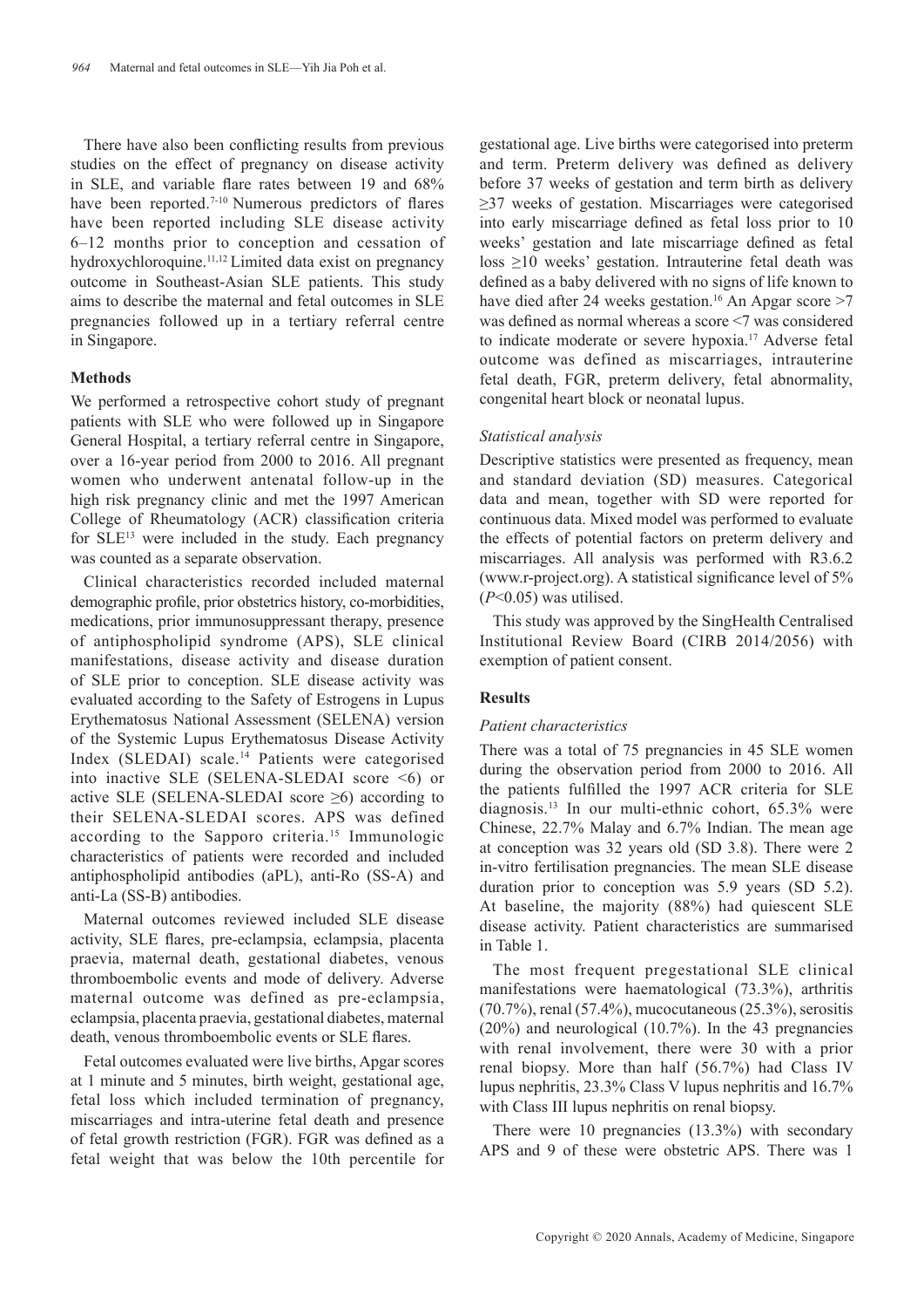There have also been conflicting results from previous studies on the effect of pregnancy on disease activity in SLE, and variable flare rates between 19 and 68% have been reported.[7-10] Numerous predictors of flares have been reported including SLE disease activity 6–12 months prior to conception and cessation of hydroxychloroquine.[11,12] Limited data exist on pregnancy outcome in Southeast-Asian SLE patients. This study aims to describe the maternal and fetal outcomes in SLE pregnancies followed up in a tertiary referral centre in Singapore.

### Methods

We performed a retrospective cohort study of pregnant patients with SLE who were followed up in Singapore General Hospital, a tertiary referral centre in Singapore, over a 16-year period from 2000 to 2016. All pregnant women who underwent antenatal follow-up in the high risk pregnancy clinic and met the 1997 American College of Rheumatology (ACR) classification criteria for SLE[13] were included in the study. Each pregnancy was counted as a separate observation.

Clinical characteristics recorded included maternal demographic profile, prior obstetrics history, co-morbidities, medications, prior immunosuppressant therapy, presence of antiphospholipid syndrome (APS), SLE clinical manifestations, disease activity and disease duration of SLE prior to conception. SLE disease activity was evaluated according to the Safety of Estrogens in Lupus Erythematosus National Assessment (SELENA) version of the Systemic Lupus Erythematosus Disease Activity Index (SLEDAI) scale.[14] Patients were categorised into inactive SLE (SELENA-SLEDAI score <6) or active SLE (SELENA-SLEDAI score ≥6) according to their SELENA-SLEDAI scores. APS was defined according to the Sapporo criteria.[15] Immunologic characteristics of patients were recorded and included antiphospholipid antibodies (aPL), anti-Ro (SS-A) and anti-La (SS-B) antibodies.

Maternal outcomes reviewed included SLE disease activity, SLE flares, pre-eclampsia, eclampsia, placenta praevia, maternal death, gestational diabetes, venous thromboembolic events and mode of delivery. Adverse maternal outcome was defined as pre-eclampsia, eclampsia, placenta praevia, gestational diabetes, maternal death, venous thromboembolic events or SLE flares.

Fetal outcomes evaluated were live births, Apgar scores at 1 minute and 5 minutes, birth weight, gestational age, fetal loss which included termination of pregnancy, miscarriages and intra-uterine fetal death and presence of fetal growth restriction (FGR). FGR was defined as a fetal weight that was below the 10th percentile for gestational age. Live births were categorised into preterm and term. Preterm delivery was defined as delivery before 37 weeks of gestation and term birth as delivery ≥37 weeks of gestation. Miscarriages were categorised into early miscarriage defined as fetal loss prior to 10 weeks' gestation and late miscarriage defined as fetal loss ≥10 weeks' gestation. Intrauterine fetal death was defined as a baby delivered with no signs of life known to have died after 24 weeks gestation.[16] An Apgar score >7 was defined as normal whereas a score <7 was considered to indicate moderate or severe hypoxia.[17] Adverse fetal outcome was defined as miscarriages, intrauterine fetal death, FGR, preterm delivery, fetal abnormality, congenital heart block or neonatal lupus.

#### *Statistical analysis*

Descriptive statistics were presented as frequency, mean and standard deviation (SD) measures. Categorical data and mean, together with SD were reported for continuous data. Mixed model was performed to evaluate the effects of potential factors on preterm delivery and miscarriages. All analysis was performed with R3.6.2 (www.r-project.org). A statistical significance level of 5% ($P<0.05$) was utilised.

This study was approved by the SingHealth Centralised Institutional Review Board (CIRB 2014/2056) with exemption of patient consent.

### Results

#### *Patient characteristics*

There was a total of 75 pregnancies in 45 SLE women during the observation period from 2000 to 2016. All the patients fulfilled the 1997 ACR criteria for SLE diagnosis.[13] In our multi-ethnic cohort, 65.3% were Chinese, 22.7% Malay and 6.7% Indian. The mean age at conception was 32 years old (SD 3.8). There were 2 in-vitro fertilisation pregnancies. The mean SLE disease duration prior to conception was 5.9 years (SD 5.2). At baseline, the majority (88%) had quiescent SLE disease activity. Patient characteristics are summarised in Table 1.

The most frequent pregestational SLE clinical manifestations were haematological (73.3%), arthritis (70.7%), renal (57.4%), mucocutaneous (25.3%), serositis (20%) and neurological (10.7%). In the 43 pregnancies with renal involvement, there were 30 with a prior renal biopsy. More than half (56.7%) had Class IV lupus nephritis, 23.3% Class V lupus nephritis and 16.7% with Class III lupus nephritis on renal biopsy.

There were 10 pregnancies (13.3%) with secondary APS and 9 of these were obstetric APS. There was 1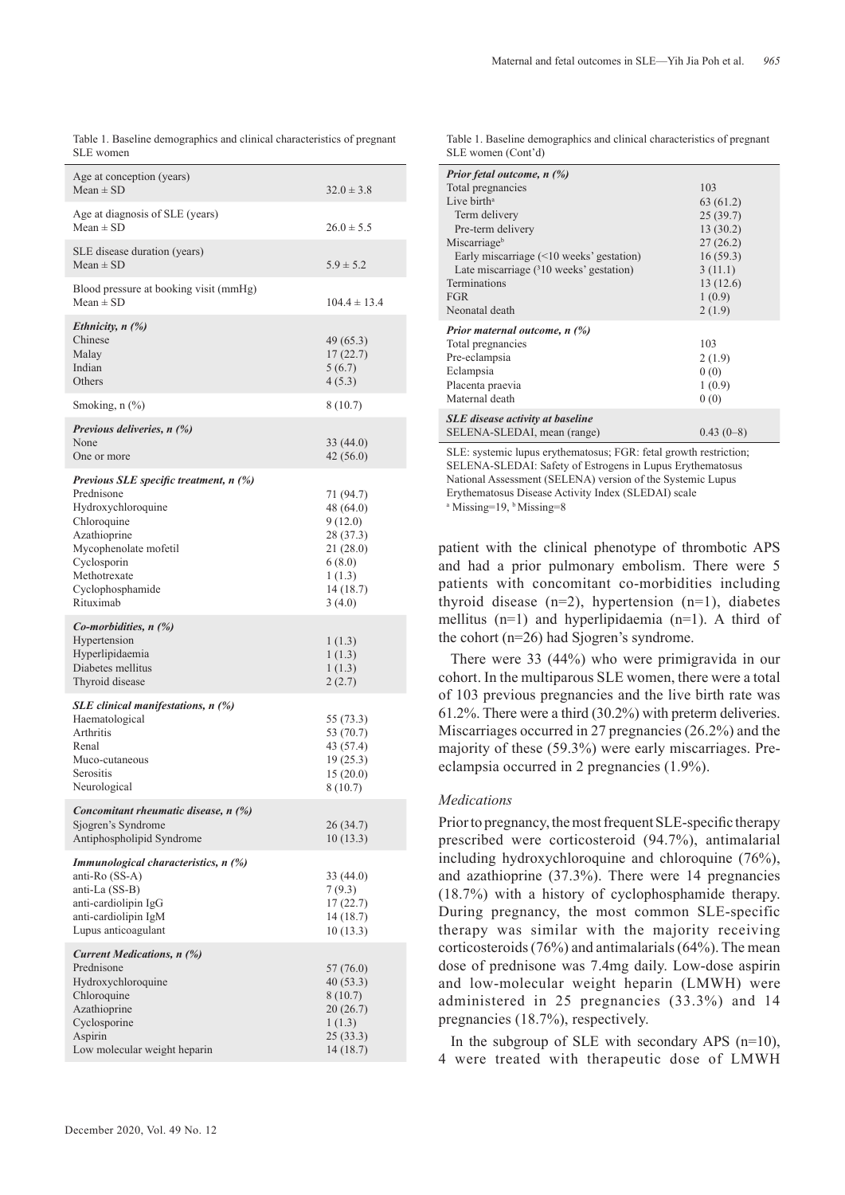Table 1. Baseline demographics and clinical characteristics of pregnant SLE women

| | |
|---|---|
| Age at conception (years) | |
| Mean ± SD | 32.0 ± 3.8 |
| Age at diagnosis of SLE (years) | |
| Mean ± SD | 26.0 ± 5.5 |
| SLE disease duration (years) | |
| Mean ± SD | 5.9 ± 5.2 |
| Blood pressure at booking visit (mmHg) | |
| Mean ± SD | 104.4 ± 13.4 |
| ***Ethnicity, n (%)*** | |
| Chinese | 49 (65.3) |
| Malay | 17 (22.7) |
| Indian | 5 (6.7) |
| Others | 4 (5.3) |
| Smoking, n (%) | 8 (10.7) |
| ***Previous deliveries, n (%)*** | |
| None | 33 (44.0) |
| One or more | 42 (56.0) |
| ***Previous SLE specific treatment, n (%)*** | |
| Prednisone | 71 (94.7) |
| Hydroxychloroquine | 48 (64.0) |
| Chloroquine | 9 (12.0) |
| Azathioprine | 28 (37.3) |
| Mycophenolate mofetil | 21 (28.0) |
| Cyclosporin | 6 (8.0) |
| Methotrexate | 1 (1.3) |
| Cyclophosphamide | 14 (18.7) |
| Rituximab | 3 (4.0) |
| ***Co-morbidities, n (%)*** | |
| Hypertension | 1 (1.3) |
| Hyperlipidaemia | 1 (1.3) |
| Diabetes mellitus | 1 (1.3) |
| Thyroid disease | 2 (2.7) |
| ***SLE clinical manifestations, n (%)*** | |
| Haematological | 55 (73.3) |
| Arthritis | 53 (70.7) |
| Renal | 43 (57.4) |
| Muco-cutaneous | 19 (25.3) |
| Serositis | 15 (20.0) |
| Neurological | 8 (10.7) |
| ***Concomitant rheumatic disease, n (%)*** | |
| Sjogren's Syndrome | 26 (34.7) |
| Antiphospholipid Syndrome | 10 (13.3) |
| ***Immunological characteristics, n (%)*** | |
| anti-Ro (SS-A) | 33 (44.0) |
| anti-La (SS-B) | 7 (9.3) |
| anti-cardiolipin IgG | 17 (22.7) |
| anti-cardiolipin IgM | 14 (18.7) |
| Lupus anticoagulant | 10 (13.3) |
| ***Current Medications, n (%)*** | |
| Prednisone | 57 (76.0) |
| Hydroxychloroquine | 40 (53.3) |
| Chloroquine | 8 (10.7) |
| Azathioprine | 20 (26.7) |
| Cyclosporine | 1 (1.3) |
| Aspirin | 25 (33.3) |
| Low molecular weight heparin | 14 (18.7) |

Table 1. Baseline demographics and clinical characteristics of pregnant SLE women (Cont'd)

| | |
|---|---|
| ***Prior fetal outcome, n (%)*** | |
| Total pregnancies | 103 |
| Live birth[a] | 63 (61.2) |
| Term delivery | 25 (39.7) |
| Pre-term delivery | 13 (30.2) |
| Miscarriage[b] | 27 (26.2) |
| Early miscarriage (<10 weeks' gestation) | 16 (59.3) |
| Late miscarriage (³10 weeks' gestation) | 3 (11.1) |
| Terminations | 13 (12.6) |
| FGR | 1 (0.9) |
| Neonatal death | 2 (1.9) |
| ***Prior maternal outcome, n (%)*** | |
| Total pregnancies | 103 |
| Pre-eclampsia | 2 (1.9) |
| Eclampsia | 0 (0) |
| Placenta praevia | 1 (0.9) |
| Maternal death | 0 (0) |
| ***SLE disease activity at baseline*** | |
| SELENA-SLEDAI, mean (range) | 0.43 (0–8) |

SLE: systemic lupus erythematosus; FGR: fetal growth restriction; SELENA-SLEDAI: Safety of Estrogens in Lupus Erythematosus National Assessment (SELENA) version of the Systemic Lupus Erythematosus Disease Activity Index (SLEDAI) scale
[a] Missing=19, [b] Missing=8

patient with the clinical phenotype of thrombotic APS and had a prior pulmonary embolism. There were 5 patients with concomitant co-morbidities including thyroid disease (n=2), hypertension (n=1), diabetes mellitus (n=1) and hyperlipidaemia (n=1). A third of the cohort (n=26) had Sjogren's syndrome.

There were 33 (44%) who were primigravida in our cohort. In the multiparous SLE women, there were a total of 103 previous pregnancies and the live birth rate was 61.2%. There were a third (30.2%) with preterm deliveries. Miscarriages occurred in 27 pregnancies (26.2%) and the majority of these (59.3%) were early miscarriages. Pre-eclampsia occurred in 2 pregnancies (1.9%).

### *Medications*

Prior to pregnancy, the most frequent SLE-specific therapy prescribed were corticosteroid (94.7%), antimalarial including hydroxychloroquine and chloroquine (76%), and azathioprine (37.3%). There were 14 pregnancies (18.7%) with a history of cyclophosphamide therapy. During pregnancy, the most common SLE-specific therapy was similar with the majority receiving corticosteroids (76%) and antimalarials (64%). The mean dose of prednisone was 7.4mg daily. Low-dose aspirin and low-molecular weight heparin (LMWH) were administered in 25 pregnancies (33.3%) and 14 pregnancies (18.7%), respectively.

In the subgroup of SLE with secondary APS (n=10), 4 were treated with therapeutic dose of LMWH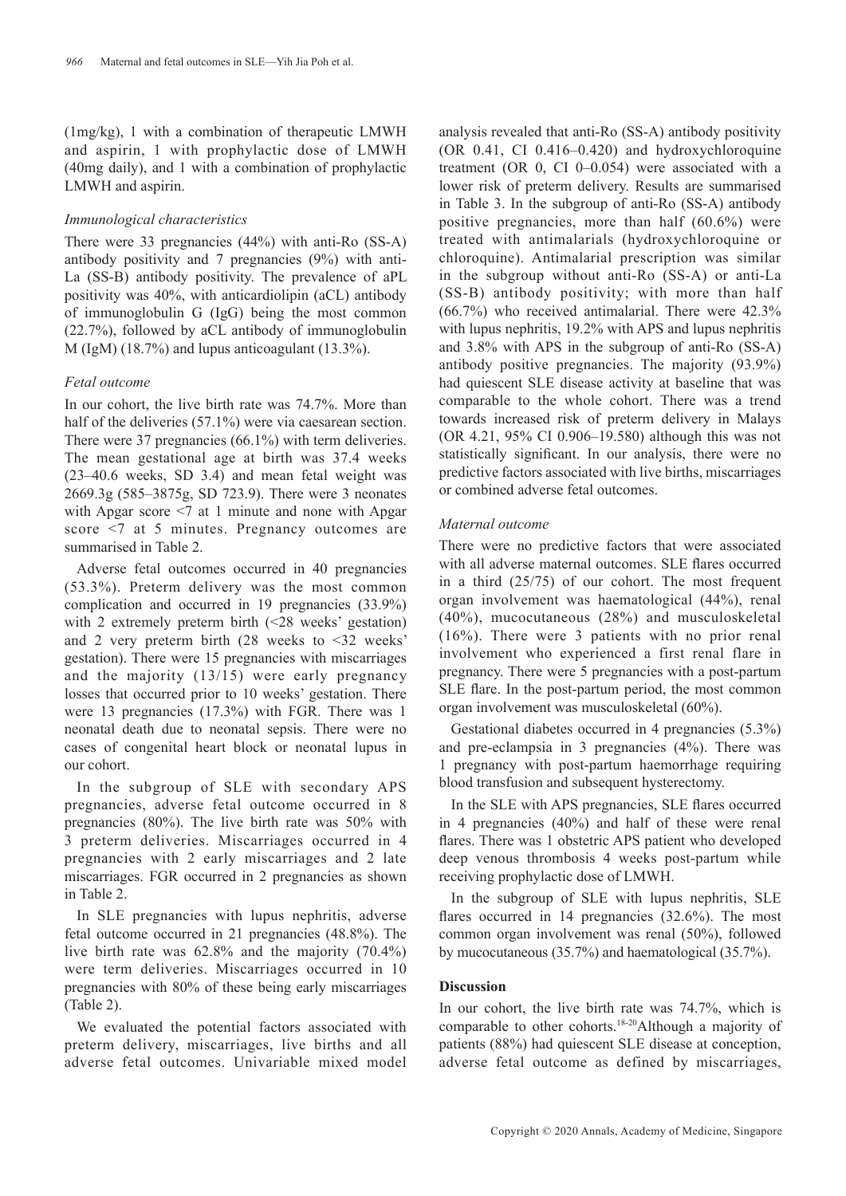(1mg/kg), 1 with a combination of therapeutic LMWH and aspirin, 1 with prophylactic dose of LMWH (40mg daily), and 1 with a combination of prophylactic LMWH and aspirin.

### *Immunological characteristics*

There were 33 pregnancies (44%) with anti-Ro (SS-A) antibody positivity and 7 pregnancies (9%) with anti-La (SS-B) antibody positivity. The prevalence of aPL positivity was 40%, with anticardiolipin (aCL) antibody of immunoglobulin G (IgG) being the most common (22.7%), followed by aCL antibody of immunoglobulin M (IgM) (18.7%) and lupus anticoagulant (13.3%).

### *Fetal outcome*

In our cohort, the live birth rate was 74.7%. More than half of the deliveries (57.1%) were via caesarean section. There were 37 pregnancies (66.1%) with term deliveries. The mean gestational age at birth was 37.4 weeks (23–40.6 weeks, SD 3.4) and mean fetal weight was 2669.3g (585–3875g, SD 723.9). There were 3 neonates with Apgar score <7 at 1 minute and none with Apgar score <7 at 5 minutes. Pregnancy outcomes are summarised in Table 2.

Adverse fetal outcomes occurred in 40 pregnancies (53.3%). Preterm delivery was the most common complication and occurred in 19 pregnancies (33.9%) with 2 extremely preterm birth (<28 weeks' gestation) and 2 very preterm birth (28 weeks to <32 weeks' gestation). There were 15 pregnancies with miscarriages and the majority (13/15) were early pregnancy losses that occurred prior to 10 weeks' gestation. There were 13 pregnancies (17.3%) with FGR. There was 1 neonatal death due to neonatal sepsis. There were no cases of congenital heart block or neonatal lupus in our cohort.

In the subgroup of SLE with secondary APS pregnancies, adverse fetal outcome occurred in 8 pregnancies (80%). The live birth rate was 50% with 3 preterm deliveries. Miscarriages occurred in 4 pregnancies with 2 early miscarriages and 2 late miscarriages. FGR occurred in 2 pregnancies as shown in Table 2.

In SLE pregnancies with lupus nephritis, adverse fetal outcome occurred in 21 pregnancies (48.8%). The live birth rate was 62.8% and the majority (70.4%) were term deliveries. Miscarriages occurred in 10 pregnancies with 80% of these being early miscarriages (Table 2).

We evaluated the potential factors associated with preterm delivery, miscarriages, live births and all adverse fetal outcomes. Univariable mixed model analysis revealed that anti-Ro (SS-A) antibody positivity (OR 0.41, CI 0.416–0.420) and hydroxychloroquine treatment (OR 0, CI 0–0.054) were associated with a lower risk of preterm delivery. Results are summarised in Table 3. In the subgroup of anti-Ro (SS-A) antibody positive pregnancies, more than half (60.6%) were treated with antimalarials (hydroxychloroquine or chloroquine). Antimalarial prescription was similar in the subgroup without anti-Ro (SS-A) or anti-La (SS-B) antibody positivity; with more than half (66.7%) who received antimalarial. There were 42.3% with lupus nephritis, 19.2% with APS and lupus nephritis and 3.8% with APS in the subgroup of anti-Ro (SS-A) antibody positive pregnancies. The majority (93.9%) had quiescent SLE disease activity at baseline that was comparable to the whole cohort. There was a trend towards increased risk of preterm delivery in Malays (OR 4.21, 95% CI 0.906–19.580) although this was not statistically significant. In our analysis, there were no predictive factors associated with live births, miscarriages or combined adverse fetal outcomes.

### *Maternal outcome*

There were no predictive factors that were associated with all adverse maternal outcomes. SLE flares occurred in a third (25/75) of our cohort. The most frequent organ involvement was haematological (44%), renal (40%), mucocutaneous (28%) and musculoskeletal (16%). There were 3 patients with no prior renal involvement who experienced a first renal flare in pregnancy. There were 5 pregnancies with a post-partum SLE flare. In the post-partum period, the most common organ involvement was musculoskeletal (60%).

Gestational diabetes occurred in 4 pregnancies (5.3%) and pre-eclampsia in 3 pregnancies (4%). There was 1 pregnancy with post-partum haemorrhage requiring blood transfusion and subsequent hysterectomy.

In the SLE with APS pregnancies, SLE flares occurred in 4 pregnancies (40%) and half of these were renal flares. There was 1 obstetric APS patient who developed deep venous thrombosis 4 weeks post-partum while receiving prophylactic dose of LMWH.

In the subgroup of SLE with lupus nephritis, SLE flares occurred in 14 pregnancies (32.6%). The most common organ involvement was renal (50%), followed by mucocutaneous (35.7%) and haematological (35.7%).

## **Discussion**

In our cohort, the live birth rate was 74.7%, which is comparable to other cohorts.[18-20] Although a majority of patients (88%) had quiescent SLE disease at conception, adverse fetal outcome as defined by miscarriages,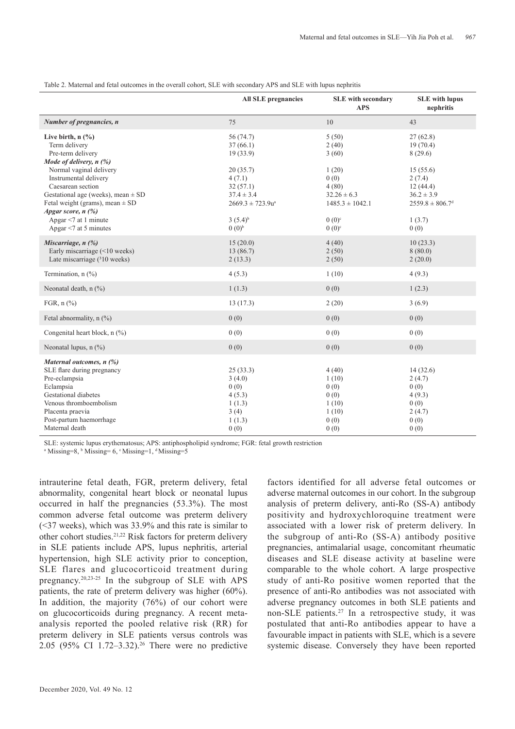Table 2. Maternal and fetal outcomes in the overall cohort, SLE with secondary APS and SLE with lupus nephritis

| | All SLE pregnancies | SLE with secondary APS | SLE with lupus nephritis |
|---|---|---|---|
| ***Number of pregnancies, n*** | 75 | 10 | 43 |
| **Live birth, n (%)** | 56 (74.7) | 5 (50) | 27 (62.8) |
| Term delivery | 37 (66.1) | 2 (40) | 19 (70.4) |
| Pre-term delivery | 19 (33.9) | 3 (60) | 8 (29.6) |
| ***Mode of delivery, n (%)*** | | | |
| Normal vaginal delivery | 20 (35.7) | 1 (20) | 15 (55.6) |
| Instrumental delivery | 4 (7.1) | 0 (0) | 2 (7.4) |
| Caesarean section | 32 (57.1) | 4 (80) | 12 (44.4) |
| Gestational age (weeks), mean ± SD | 37.4 ± 3.4 | 32.26 ± 6.3 | 36.2 ± 3.9 |
| Fetal weight (grams), mean ± SD | 2669.3 ± 723.9u[a] | 1485.3 ± 1042.1 | 2559.8 ± 806.7[d] |
| ***Apgar score, n (%)*** | | | |
| Apgar <7 at 1 minute | 3 (5.4)[b] | 0 (0)[c] | 1 (3.7) |
| Apgar <7 at 5 minutes | 0 (0)[b] | 0 (0)[c] | 0 (0) |
| ***Miscarriage, n (%)*** | 15 (20.0) | 4 (40) | 10 (23.3) |
| Early miscarriage (<10 weeks) | 13 (86.7) | 2 (50) | 8 (80.0) |
| Late miscarriage (³10 weeks) | 2 (13.3) | 2 (50) | 2 (20.0) |
| Termination, n (%) | 4 (5.3) | 1 (10) | 4 (9.3) |
| Neonatal death, n (%) | 1 (1.3) | 0 (0) | 1 (2.3) |
| FGR, n (%) | 13 (17.3) | 2 (20) | 3 (6.9) |
| Fetal abnormality, n (%) | 0 (0) | 0 (0) | 0 (0) |
| Congenital heart block, n (%) | 0 (0) | 0 (0) | 0 (0) |
| Neonatal lupus, n (%) | 0 (0) | 0 (0) | 0 (0) |
| ***Maternal outcomes, n (%)*** | | | |
| SLE flare during pregnancy | 25 (33.3) | 4 (40) | 14 (32.6) |
| Pre-eclampsia | 3 (4.0) | 1 (10) | 2 (4.7) |
| Eclampsia | 0 (0) | 0 (0) | 0 (0) |
| Gestational diabetes | 4 (5.3) | 0 (0) | 4 (9.3) |
| Venous thromboembolism | 1 (1.3) | 1 (10) | 0 (0) |
| Placenta praevia | 3 (4) | 1 (10) | 2 (4.7) |
| Post-partum haemorrhage | 1 (1.3) | 0 (0) | 0 (0) |
| Maternal death | 0 (0) | 0 (0) | 0 (0) |

SLE: systemic lupus erythematosus; APS: antiphospholipid syndrome; FGR: fetal growth restriction
[a] Missing=8, [b] Missing= 6, [c] Missing=1, [d] Missing=5

intrauterine fetal death, FGR, preterm delivery, fetal abnormality, congenital heart block or neonatal lupus occurred in half the pregnancies (53.3%). The most common adverse fetal outcome was preterm delivery (<37 weeks), which was 33.9% and this rate is similar to other cohort studies.[21,22] Risk factors for preterm delivery in SLE patients include APS, lupus nephritis, arterial hypertension, high SLE activity prior to conception, SLE flares and glucocorticoid treatment during pregnancy.[20,23-25] In the subgroup of SLE with APS patients, the rate of preterm delivery was higher (60%). In addition, the majority (76%) of our cohort were on glucocorticoids during pregnancy. A recent meta-analysis reported the pooled relative risk (RR) for preterm delivery in SLE patients versus controls was 2.05 (95% CI 1.72–3.32).[26] There were no predictive factors identified for all adverse fetal outcomes or adverse maternal outcomes in our cohort. In the subgroup analysis of preterm delivery, anti-Ro (SS-A) antibody positivity and hydroxychloroquine treatment were associated with a lower risk of preterm delivery. In the subgroup of anti-Ro (SS-A) antibody positive pregnancies, antimalarial usage, concomitant rheumatic diseases and SLE disease activity at baseline were comparable to the whole cohort. A large prospective study of anti-Ro positive women reported that the presence of anti-Ro antibodies was not associated with adverse pregnancy outcomes in both SLE patients and non-SLE patients.[27] In a retrospective study, it was postulated that anti-Ro antibodies appear to have a favourable impact in patients with SLE, which is a severe systemic disease. Conversely they have been reported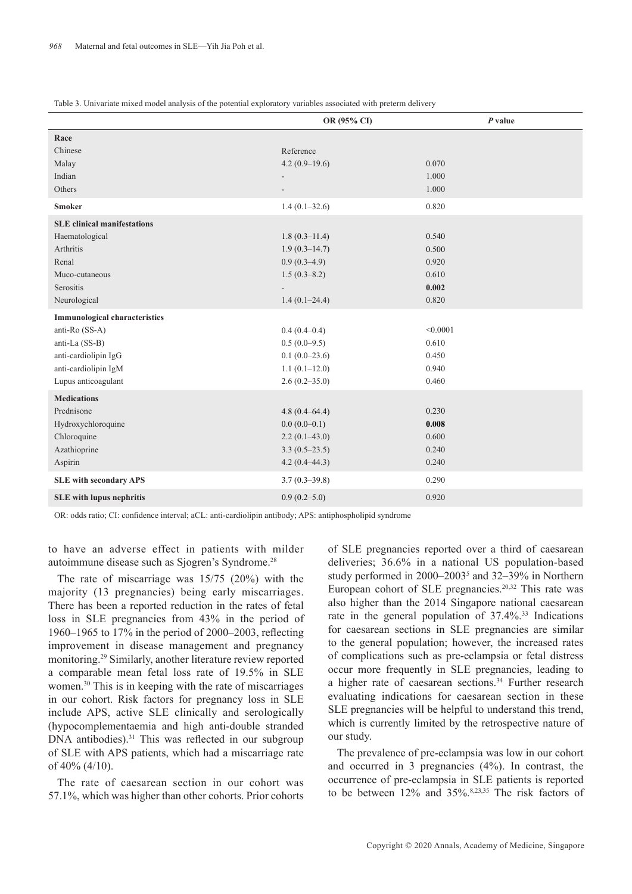Table 3. Univariate mixed model analysis of the potential exploratory variables associated with preterm delivery

| | OR (95% CI) | *P* value |
|---|---|---|
| **Race** | | |
| Chinese | Reference | |
| Malay | 4.2 (0.9–19.6) | 0.070 |
| Indian | - | 1.000 |
| Others | - | 1.000 |
| **Smoker** | 1.4 (0.1–32.6) | 0.820 |
| **SLE clinical manifestations** | | |
| Haematological | 1.8 (0.3–11.4) | 0.540 |
| Arthritis | 1.9 (0.3–14.7) | 0.500 |
| Renal | 0.9 (0.3–4.9) | 0.920 |
| Muco-cutaneous | 1.5 (0.3–8.2) | 0.610 |
| Serositis | - | **0.002** |
| Neurological | 1.4 (0.1–24.4) | 0.820 |
| **Immunological characteristics** | | |
| anti-Ro (SS-A) | 0.4 (0.4–0.4) | <0.0001 |
| anti-La (SS-B) | 0.5 (0.0–9.5) | 0.610 |
| anti-cardiolipin IgG | 0.1 (0.0–23.6) | 0.450 |
| anti-cardiolipin IgM | 1.1 (0.1–12.0) | 0.940 |
| Lupus anticoagulant | 2.6 (0.2–35.0) | 0.460 |
| **Medications** | | |
| Prednisone | 4.8 (0.4–64.4) | 0.230 |
| Hydroxychloroquine | 0.0 (0.0–0.1) | **0.008** |
| Chloroquine | 2.2 (0.1–43.0) | 0.600 |
| Azathioprine | 3.3 (0.5–23.5) | 0.240 |
| Aspirin | 4.2 (0.4–44.3) | 0.240 |
| **SLE with secondary APS** | 3.7 (0.3–39.8) | 0.290 |
| **SLE with lupus nephritis** | 0.9 (0.2–5.0) | 0.920 |

OR: odds ratio; CI: confidence interval; aCL: anti-cardiolipin antibody; APS: antiphospholipid syndrome

to have an adverse effect in patients with milder autoimmune disease such as Sjogren's Syndrome.[28]

The rate of miscarriage was 15/75 (20%) with the majority (13 pregnancies) being early miscarriages. There has been a reported reduction in the rates of fetal loss in SLE pregnancies from 43% in the period of 1960–1965 to 17% in the period of 2000–2003, reflecting improvement in disease management and pregnancy monitoring.[29] Similarly, another literature review reported a comparable mean fetal loss rate of 19.5% in SLE women.[30] This is in keeping with the rate of miscarriages in our cohort. Risk factors for pregnancy loss in SLE include APS, active SLE clinically and serologically (hypocomplementaemia and high anti-double stranded DNA antibodies).[31] This was reflected in our subgroup of SLE with APS patients, which had a miscarriage rate of 40% (4/10).

The rate of caesarean section in our cohort was 57.1%, which was higher than other cohorts. Prior cohorts of SLE pregnancies reported over a third of caesarean deliveries; 36.6% in a national US population-based study performed in 2000–2003[5] and 32–39% in Northern European cohort of SLE pregnancies.[20,32] This rate was also higher than the 2014 Singapore national caesarean rate in the general population of 37.4%.[33] Indications for caesarean sections in SLE pregnancies are similar to the general population; however, the increased rates of complications such as pre-eclampsia or fetal distress occur more frequently in SLE pregnancies, leading to a higher rate of caesarean sections.[34] Further research evaluating indications for caesarean section in these SLE pregnancies will be helpful to understand this trend, which is currently limited by the retrospective nature of our study.

The prevalence of pre-eclampsia was low in our cohort and occurred in 3 pregnancies (4%). In contrast, the occurrence of pre-eclampsia in SLE patients is reported to be between 12% and 35%.[8,23,35] The risk factors of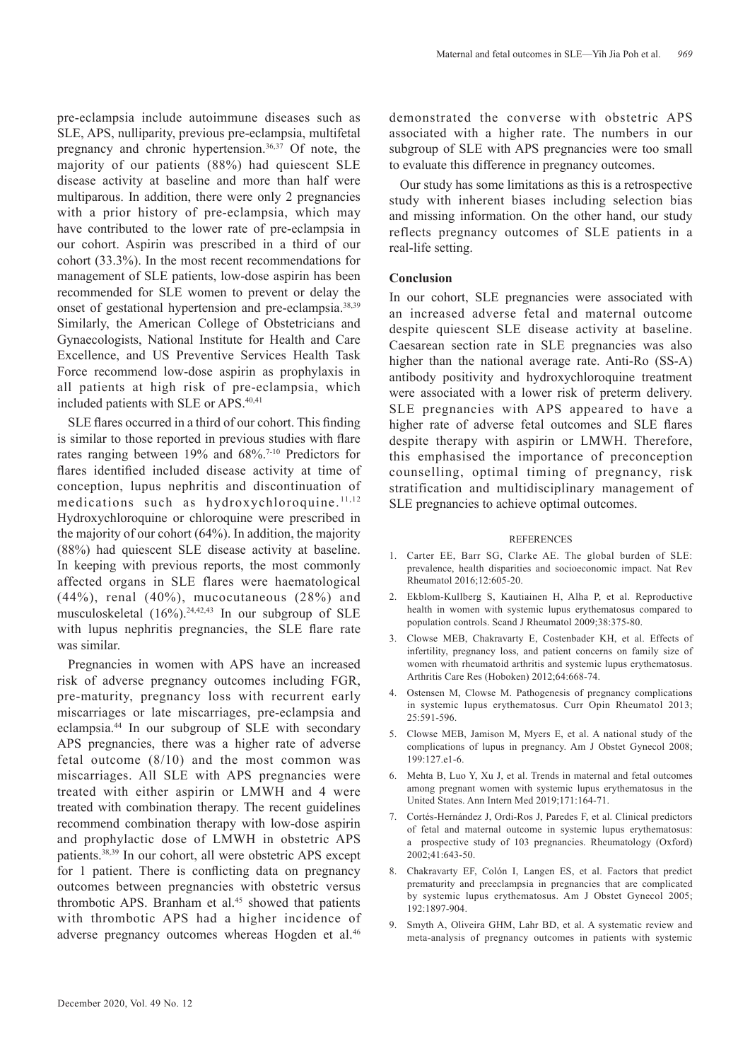pre-eclampsia include autoimmune diseases such as SLE, APS, nulliparity, previous pre-eclampsia, multifetal pregnancy and chronic hypertension.[36,37] Of note, the majority of our patients (88%) had quiescent SLE disease activity at baseline and more than half were multiparous. In addition, there were only 2 pregnancies with a prior history of pre-eclampsia, which may have contributed to the lower rate of pre-eclampsia in our cohort. Aspirin was prescribed in a third of our cohort (33.3%). In the most recent recommendations for management of SLE patients, low-dose aspirin has been recommended for SLE women to prevent or delay the onset of gestational hypertension and pre-eclampsia.[38,39] Similarly, the American College of Obstetricians and Gynaecologists, National Institute for Health and Care Excellence, and US Preventive Services Health Task Force recommend low-dose aspirin as prophylaxis in all patients at high risk of pre-eclampsia, which included patients with SLE or APS.[40,41]

SLE flares occurred in a third of our cohort. This finding is similar to those reported in previous studies with flare rates ranging between 19% and 68%.[7-10] Predictors for flares identified included disease activity at time of conception, lupus nephritis and discontinuation of medications such as hydroxychloroquine.[11,12] Hydroxychloroquine or chloroquine were prescribed in the majority of our cohort (64%). In addition, the majority (88%) had quiescent SLE disease activity at baseline. In keeping with previous reports, the most commonly affected organs in SLE flares were haematological (44%), renal (40%), mucocutaneous (28%) and musculoskeletal (16%).[24,42,43] In our subgroup of SLE with lupus nephritis pregnancies, the SLE flare rate was similar.

Pregnancies in women with APS have an increased risk of adverse pregnancy outcomes including FGR, pre-maturity, pregnancy loss with recurrent early miscarriages or late miscarriages, pre-eclampsia and eclampsia.[44] In our subgroup of SLE with secondary APS pregnancies, there was a higher rate of adverse fetal outcome (8/10) and the most common was miscarriages. All SLE with APS pregnancies were treated with either aspirin or LMWH and 4 were treated with combination therapy. The recent guidelines recommend combination therapy with low-dose aspirin and prophylactic dose of LMWH in obstetric APS patients.[38,39] In our cohort, all were obstetric APS except for 1 patient. There is conflicting data on pregnancy outcomes between pregnancies with obstetric versus thrombotic APS. Branham et al.[45] showed that patients with thrombotic APS had a higher incidence of adverse pregnancy outcomes whereas Hogden et al.[46] demonstrated the converse with obstetric APS associated with a higher rate. The numbers in our subgroup of SLE with APS pregnancies were too small to evaluate this difference in pregnancy outcomes.

Our study has some limitations as this is a retrospective study with inherent biases including selection bias and missing information. On the other hand, our study reflects pregnancy outcomes of SLE patients in a real-life setting.

### Conclusion

In our cohort, SLE pregnancies were associated with an increased adverse fetal and maternal outcome despite quiescent SLE disease activity at baseline. Caesarean section rate in SLE pregnancies was also higher than the national average rate. Anti-Ro (SS-A) antibody positivity and hydroxychloroquine treatment were associated with a lower risk of preterm delivery. SLE pregnancies with APS appeared to have a higher rate of adverse fetal outcomes and SLE flares despite therapy with aspirin or LMWH. Therefore, this emphasised the importance of preconception counselling, optimal timing of pregnancy, risk stratification and multidisciplinary management of SLE pregnancies to achieve optimal outcomes.

#### REFERENCES

1. Carter EE, Barr SG, Clarke AE. The global burden of SLE: prevalence, health disparities and socioeconomic impact. Nat Rev Rheumatol 2016;12:605-20.
2. Ekblom-Kullberg S, Kautiainen H, Alha P, et al. Reproductive health in women with systemic lupus erythematosus compared to population controls. Scand J Rheumatol 2009;38:375-80.
3. Clowse MEB, Chakravarty E, Costenbader KH, et al. Effects of infertility, pregnancy loss, and patient concerns on family size of women with rheumatoid arthritis and systemic lupus erythematosus. Arthritis Care Res (Hoboken) 2012;64:668-74.
4. Ostensen M, Clowse M. Pathogenesis of pregnancy complications in systemic lupus erythematosus. Curr Opin Rheumatol 2013; 25:591-596.
5. Clowse MEB, Jamison M, Myers E, et al. A national study of the complications of lupus in pregnancy. Am J Obstet Gynecol 2008; 199:127.e1-6.
6. Mehta B, Luo Y, Xu J, et al. Trends in maternal and fetal outcomes among pregnant women with systemic lupus erythematosus in the United States. Ann Intern Med 2019;171:164-71.
7. Cortés-Hernández J, Ordi-Ros J, Paredes F, et al. Clinical predictors of fetal and maternal outcome in systemic lupus erythematosus: a prospective study of 103 pregnancies. Rheumatology (Oxford) 2002;41:643-50.
8. Chakravarty EF, Colón I, Langen ES, et al. Factors that predict prematurity and preeclampsia in pregnancies that are complicated by systemic lupus erythematosus. Am J Obstet Gynecol 2005; 192:1897-904.
9. Smyth A, Oliveira GHM, Lahr BD, et al. A systematic review and meta-analysis of pregnancy outcomes in patients with systemic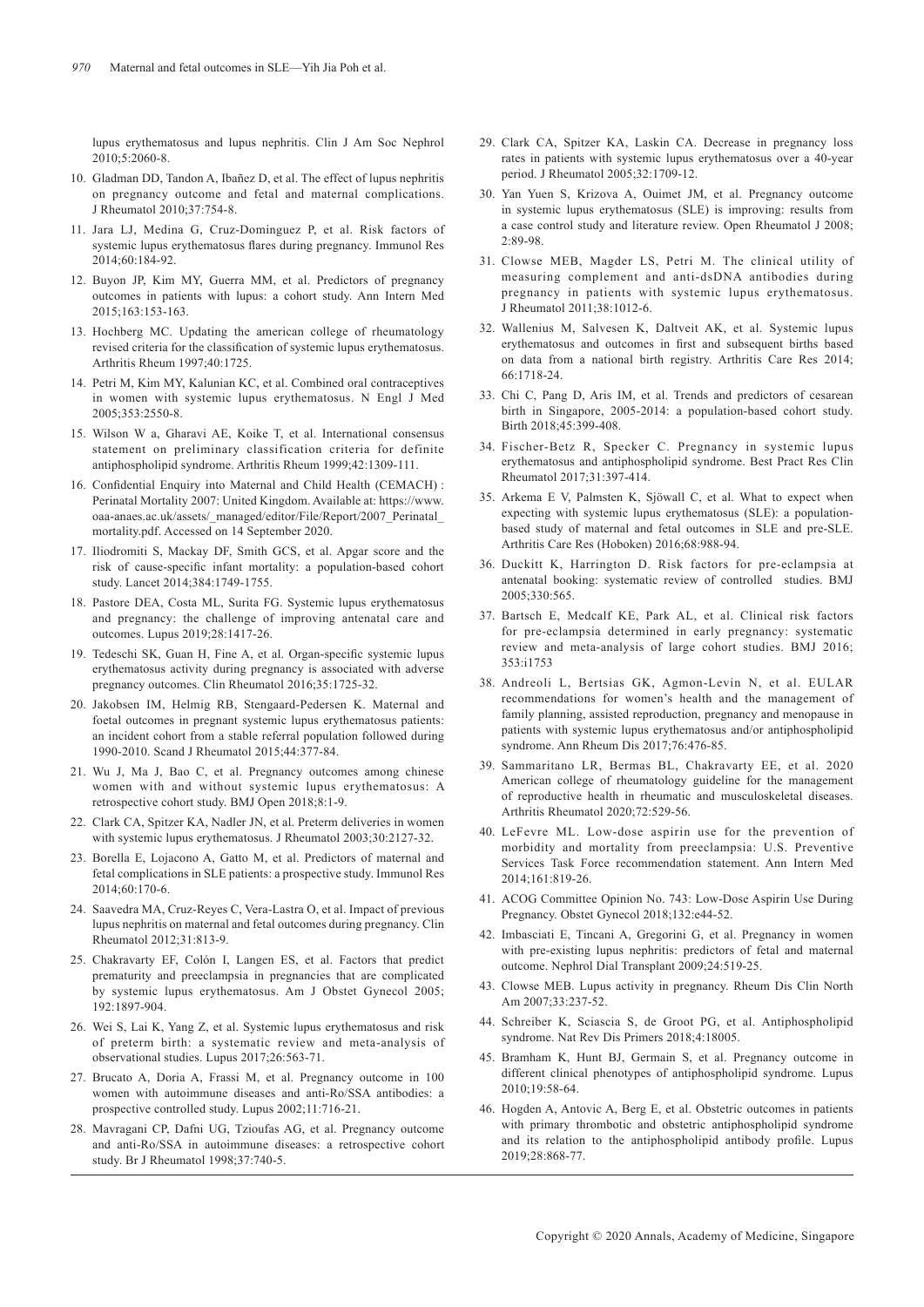lupus erythematosus and lupus nephritis. Clin J Am Soc Nephrol 2010;5:2060-8.

10. Gladman DD, Tandon A, Ibañez D, et al. The effect of lupus nephritis on pregnancy outcome and fetal and maternal complications. J Rheumatol 2010;37:754-8.
11. Jara LJ, Medina G, Cruz-Dominguez P, et al. Risk factors of systemic lupus erythematosus flares during pregnancy. Immunol Res 2014;60:184-92.
12. Buyon JP, Kim MY, Guerra MM, et al. Predictors of pregnancy outcomes in patients with lupus: a cohort study. Ann Intern Med 2015;163:153-163.
13. Hochberg MC. Updating the american college of rheumatology revised criteria for the classification of systemic lupus erythematosus. Arthritis Rheum 1997;40:1725.
14. Petri M, Kim MY, Kalunian KC, et al. Combined oral contraceptives in women with systemic lupus erythematosus. N Engl J Med 2005;353:2550-8.
15. Wilson W a, Gharavi AE, Koike T, et al. International consensus statement on preliminary classification criteria for definite antiphospholipid syndrome. Arthritis Rheum 1999;42:1309-111.
16. Confidential Enquiry into Maternal and Child Health (CEMACH) : Perinatal Mortality 2007: United Kingdom. Available at: https://www.oaa-anaes.ac.uk/assets/_managed/editor/File/Report/2007_Perinatal_mortality.pdf. Accessed on 14 September 2020.
17. Iliodromiti S, Mackay DF, Smith GCS, et al. Apgar score and the risk of cause-specific infant mortality: a population-based cohort study. Lancet 2014;384:1749-1755.
18. Pastore DEA, Costa ML, Surita FG. Systemic lupus erythematosus and pregnancy: the challenge of improving antenatal care and outcomes. Lupus 2019;28:1417-26.
19. Tedeschi SK, Guan H, Fine A, et al. Organ-specific systemic lupus erythematosus activity during pregnancy is associated with adverse pregnancy outcomes. Clin Rheumatol 2016;35:1725-32.
20. Jakobsen IM, Helmig RB, Stengaard-Pedersen K. Maternal and foetal outcomes in pregnant systemic lupus erythematosus patients: an incident cohort from a stable referral population followed during 1990-2010. Scand J Rheumatol 2015;44:377-84.
21. Wu J, Ma J, Bao C, et al. Pregnancy outcomes among chinese women with and without systemic lupus erythematosus: A retrospective cohort study. BMJ Open 2018;8:1-9.
22. Clark CA, Spitzer KA, Nadler JN, et al. Preterm deliveries in women with systemic lupus erythematosus. J Rheumatol 2003;30:2127-32.
23. Borella E, Lojacono A, Gatto M, et al. Predictors of maternal and fetal complications in SLE patients: a prospective study. Immunol Res 2014;60:170-6.
24. Saavedra MA, Cruz-Reyes C, Vera-Lastra O, et al. Impact of previous lupus nephritis on maternal and fetal outcomes during pregnancy. Clin Rheumatol 2012;31:813-9.
25. Chakravarty EF, Colón I, Langen ES, et al. Factors that predict prematurity and preeclampsia in pregnancies that are complicated by systemic lupus erythematosus. Am J Obstet Gynecol 2005; 192:1897-904.
26. Wei S, Lai K, Yang Z, et al. Systemic lupus erythematosus and risk of preterm birth: a systematic review and meta-analysis of observational studies. Lupus 2017;26:563-71.
27. Brucato A, Doria A, Frassi M, et al. Pregnancy outcome in 100 women with autoimmune diseases and anti-Ro/SSA antibodies: a prospective controlled study. Lupus 2002;11:716-21.
28. Mavragani CP, Dafni UG, Tzioufas AG, et al. Pregnancy outcome and anti-Ro/SSA in autoimmune diseases: a retrospective cohort study. Br J Rheumatol 1998;37:740-5.
29. Clark CA, Spitzer KA, Laskin CA. Decrease in pregnancy loss rates in patients with systemic lupus erythematosus over a 40-year period. J Rheumatol 2005;32:1709-12.
30. Yan Yuen S, Krizova A, Ouimet JM, et al. Pregnancy outcome in systemic lupus erythematosus (SLE) is improving: results from a case control study and literature review. Open Rheumatol J 2008; 2:89-98.
31. Clowse MEB, Magder LS, Petri M. The clinical utility of measuring complement and anti-dsDNA antibodies during pregnancy in patients with systemic lupus erythematosus. J Rheumatol 2011;38:1012-6.
32. Wallenius M, Salvesen K, Daltveit AK, et al. Systemic lupus erythematosus and outcomes in first and subsequent births based on data from a national birth registry. Arthritis Care Res 2014; 66:1718-24.
33. Chi C, Pang D, Aris IM, et al. Trends and predictors of cesarean birth in Singapore, 2005-2014: a population-based cohort study. Birth 2018;45:399-408.
34. Fischer-Betz R, Specker C. Pregnancy in systemic lupus erythematosus and antiphospholipid syndrome. Best Pract Res Clin Rheumatol 2017;31:397-414.
35. Arkema E V, Palmsten K, Sjöwall C, et al. What to expect when expecting with systemic lupus erythematosus (SLE): a population-based study of maternal and fetal outcomes in SLE and pre-SLE. Arthritis Care Res (Hoboken) 2016;68:988-94.
36. Duckitt K, Harrington D. Risk factors for pre-eclampsia at antenatal booking: systematic review of controlled studies. BMJ 2005;330:565.
37. Bartsch E, Medcalf KE, Park AL, et al. Clinical risk factors for pre-eclampsia determined in early pregnancy: systematic review and meta-analysis of large cohort studies. BMJ 2016; 353:i1753
38. Andreoli L, Bertsias GK, Agmon-Levin N, et al. EULAR recommendations for women's health and the management of family planning, assisted reproduction, pregnancy and menopause in patients with systemic lupus erythematosus and/or antiphospholipid syndrome. Ann Rheum Dis 2017;76:476-85.
39. Sammaritano LR, Bermas BL, Chakravarty EE, et al. 2020 American college of rheumatology guideline for the management of reproductive health in rheumatic and musculoskeletal diseases. Arthritis Rheumatol 2020;72:529-56.
40. LeFevre ML. Low-dose aspirin use for the prevention of morbidity and mortality from preeclampsia: U.S. Preventive Services Task Force recommendation statement. Ann Intern Med 2014;161:819-26.
41. ACOG Committee Opinion No. 743: Low-Dose Aspirin Use During Pregnancy. Obstet Gynecol 2018;132:e44-52.
42. Imbasciati E, Tincani A, Gregorini G, et al. Pregnancy in women with pre-existing lupus nephritis: predictors of fetal and maternal outcome. Nephrol Dial Transplant 2009;24:519-25.
43. Clowse MEB. Lupus activity in pregnancy. Rheum Dis Clin North Am 2007;33:237-52.
44. Schreiber K, Sciascia S, de Groot PG, et al. Antiphospholipid syndrome. Nat Rev Dis Primers 2018;4:18005.
45. Bramham K, Hunt BJ, Germain S, et al. Pregnancy outcome in different clinical phenotypes of antiphospholipid syndrome. Lupus 2010;19:58-64.
46. Hogden A, Antovic A, Berg E, et al. Obstetric outcomes in patients with primary thrombotic and obstetric antiphospholipid syndrome and its relation to the antiphospholipid antibody profile. Lupus 2019;28:868-77.